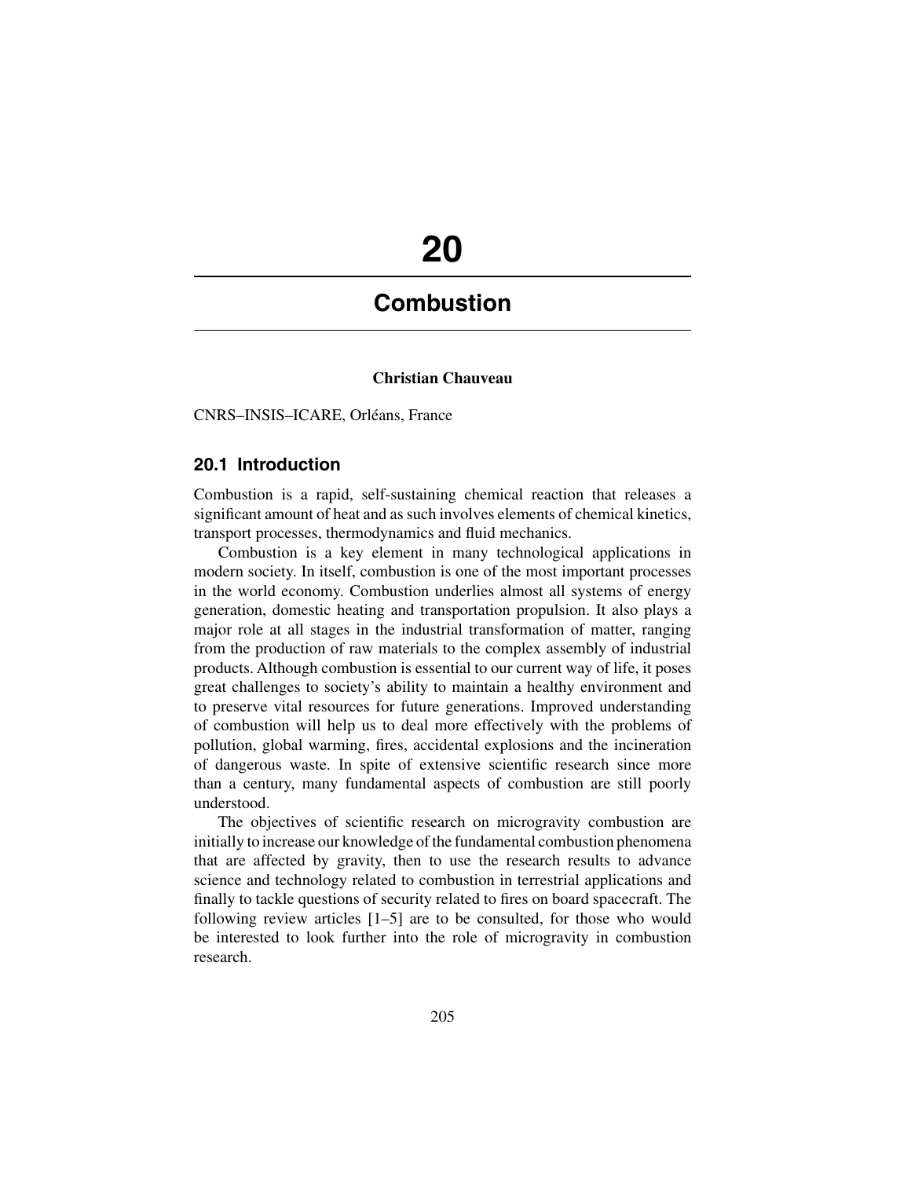# 20

# Combustion

**Christian Chauveau**

CNRS–INSIS–ICARE, Orléans, France

## 20.1 Introduction

Combustion is a rapid, self-sustaining chemical reaction that releases a significant amount of heat and as such involves elements of chemical kinetics, transport processes, thermodynamics and fluid mechanics.

Combustion is a key element in many technological applications in modern society. In itself, combustion is one of the most important processes in the world economy. Combustion underlies almost all systems of energy generation, domestic heating and transportation propulsion. It also plays a major role at all stages in the industrial transformation of matter, ranging from the production of raw materials to the complex assembly of industrial products. Although combustion is essential to our current way of life, it poses great challenges to society's ability to maintain a healthy environment and to preserve vital resources for future generations. Improved understanding of combustion will help us to deal more effectively with the problems of pollution, global warming, fires, accidental explosions and the incineration of dangerous waste. In spite of extensive scientific research since more than a century, many fundamental aspects of combustion are still poorly understood.

The objectives of scientific research on microgravity combustion are initially to increase our knowledge of the fundamental combustion phenomena that are affected by gravity, then to use the research results to advance science and technology related to combustion in terrestrial applications and finally to tackle questions of security related to fires on board spacecraft. The following review articles [1–5] are to be consulted, for those who would be interested to look further into the role of microgravity in combustion research.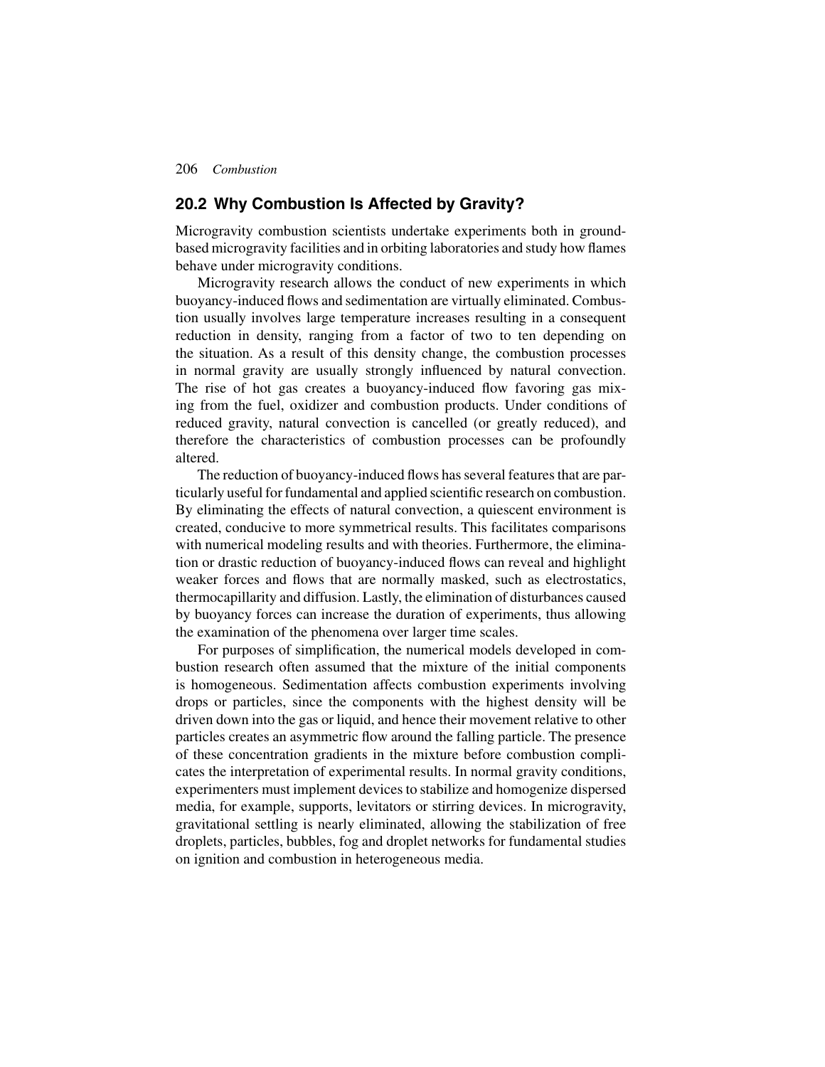## 20.2 Why Combustion Is Affected by Gravity?

Microgravity combustion scientists undertake experiments both in ground-based microgravity facilities and in orbiting laboratories and study how flames behave under microgravity conditions.

Microgravity research allows the conduct of new experiments in which buoyancy-induced flows and sedimentation are virtually eliminated. Combustion usually involves large temperature increases resulting in a consequent reduction in density, ranging from a factor of two to ten depending on the situation. As a result of this density change, the combustion processes in normal gravity are usually strongly influenced by natural convection. The rise of hot gas creates a buoyancy-induced flow favoring gas mixing from the fuel, oxidizer and combustion products. Under conditions of reduced gravity, natural convection is cancelled (or greatly reduced), and therefore the characteristics of combustion processes can be profoundly altered.

The reduction of buoyancy-induced flows has several features that are particularly useful for fundamental and applied scientific research on combustion. By eliminating the effects of natural convection, a quiescent environment is created, conducive to more symmetrical results. This facilitates comparisons with numerical modeling results and with theories. Furthermore, the elimination or drastic reduction of buoyancy-induced flows can reveal and highlight weaker forces and flows that are normally masked, such as electrostatics, thermocapillarity and diffusion. Lastly, the elimination of disturbances caused by buoyancy forces can increase the duration of experiments, thus allowing the examination of the phenomena over larger time scales.

For purposes of simplification, the numerical models developed in combustion research often assumed that the mixture of the initial components is homogeneous. Sedimentation affects combustion experiments involving drops or particles, since the components with the highest density will be driven down into the gas or liquid, and hence their movement relative to other particles creates an asymmetric flow around the falling particle. The presence of these concentration gradients in the mixture before combustion complicates the interpretation of experimental results. In normal gravity conditions, experimenters must implement devices to stabilize and homogenize dispersed media, for example, supports, levitators or stirring devices. In microgravity, gravitational settling is nearly eliminated, allowing the stabilization of free droplets, particles, bubbles, fog and droplet networks for fundamental studies on ignition and combustion in heterogeneous media.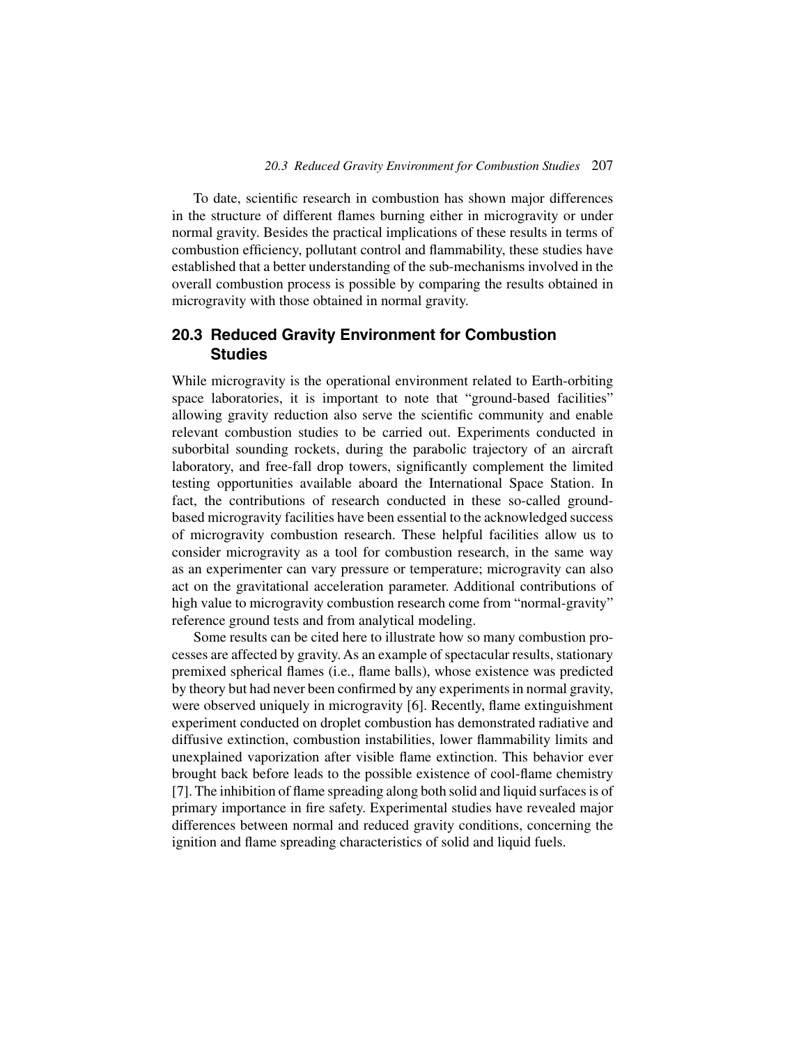To date, scientific research in combustion has shown major differences in the structure of different flames burning either in microgravity or under normal gravity. Besides the practical implications of these results in terms of combustion efficiency, pollutant control and flammability, these studies have established that a better understanding of the sub-mechanisms involved in the overall combustion process is possible by comparing the results obtained in microgravity with those obtained in normal gravity.

## 20.3 Reduced Gravity Environment for Combustion Studies

While microgravity is the operational environment related to Earth-orbiting space laboratories, it is important to note that "ground-based facilities" allowing gravity reduction also serve the scientific community and enable relevant combustion studies to be carried out. Experiments conducted in suborbital sounding rockets, during the parabolic trajectory of an aircraft laboratory, and free-fall drop towers, significantly complement the limited testing opportunities available aboard the International Space Station. In fact, the contributions of research conducted in these so-called ground-based microgravity facilities have been essential to the acknowledged success of microgravity combustion research. These helpful facilities allow us to consider microgravity as a tool for combustion research, in the same way as an experimenter can vary pressure or temperature; microgravity can also act on the gravitational acceleration parameter. Additional contributions of high value to microgravity combustion research come from "normal-gravity" reference ground tests and from analytical modeling.

Some results can be cited here to illustrate how so many combustion processes are affected by gravity. As an example of spectacular results, stationary premixed spherical flames (i.e., flame balls), whose existence was predicted by theory but had never been confirmed by any experiments in normal gravity, were observed uniquely in microgravity [6]. Recently, flame extinguishment experiment conducted on droplet combustion has demonstrated radiative and diffusive extinction, combustion instabilities, lower flammability limits and unexplained vaporization after visible flame extinction. This behavior ever brought back before leads to the possible existence of cool-flame chemistry [7]. The inhibition of flame spreading along both solid and liquid surfaces is of primary importance in fire safety. Experimental studies have revealed major differences between normal and reduced gravity conditions, concerning the ignition and flame spreading characteristics of solid and liquid fuels.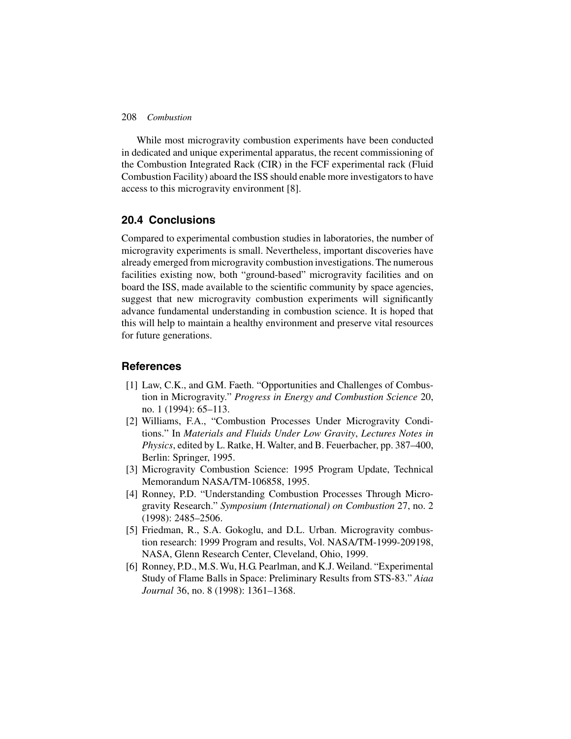While most microgravity combustion experiments have been conducted in dedicated and unique experimental apparatus, the recent commissioning of the Combustion Integrated Rack (CIR) in the FCF experimental rack (Fluid Combustion Facility) aboard the ISS should enable more investigators to have access to this microgravity environment [8].

## 20.4 Conclusions

Compared to experimental combustion studies in laboratories, the number of microgravity experiments is small. Nevertheless, important discoveries have already emerged from microgravity combustion investigations. The numerous facilities existing now, both "ground-based" microgravity facilities and on board the ISS, made available to the scientific community by space agencies, suggest that new microgravity combustion experiments will significantly advance fundamental understanding in combustion science. It is hoped that this will help to maintain a healthy environment and preserve vital resources for future generations.

## References

[1] Law, C.K., and G.M. Faeth. "Opportunities and Challenges of Combustion in Microgravity." *Progress in Energy and Combustion Science* 20, no. 1 (1994): 65–113.

[2] Williams, F.A., "Combustion Processes Under Microgravity Conditions." In *Materials and Fluids Under Low Gravity*, *Lectures Notes in Physics*, edited by L. Ratke, H. Walter, and B. Feuerbacher, pp. 387–400, Berlin: Springer, 1995.

[3] Microgravity Combustion Science: 1995 Program Update, Technical Memorandum NASA/TM-106858, 1995.

[4] Ronney, P.D. "Understanding Combustion Processes Through Microgravity Research." *Symposium (International) on Combustion* 27, no. 2 (1998): 2485–2506.

[5] Friedman, R., S.A. Gokoglu, and D.L. Urban. Microgravity combustion research: 1999 Program and results, Vol. NASA/TM-1999-209198, NASA, Glenn Research Center, Cleveland, Ohio, 1999.

[6] Ronney, P.D., M.S. Wu, H.G. Pearlman, and K.J. Weiland. "Experimental Study of Flame Balls in Space: Preliminary Results from STS-83." *Aiaa Journal* 36, no. 8 (1998): 1361–1368.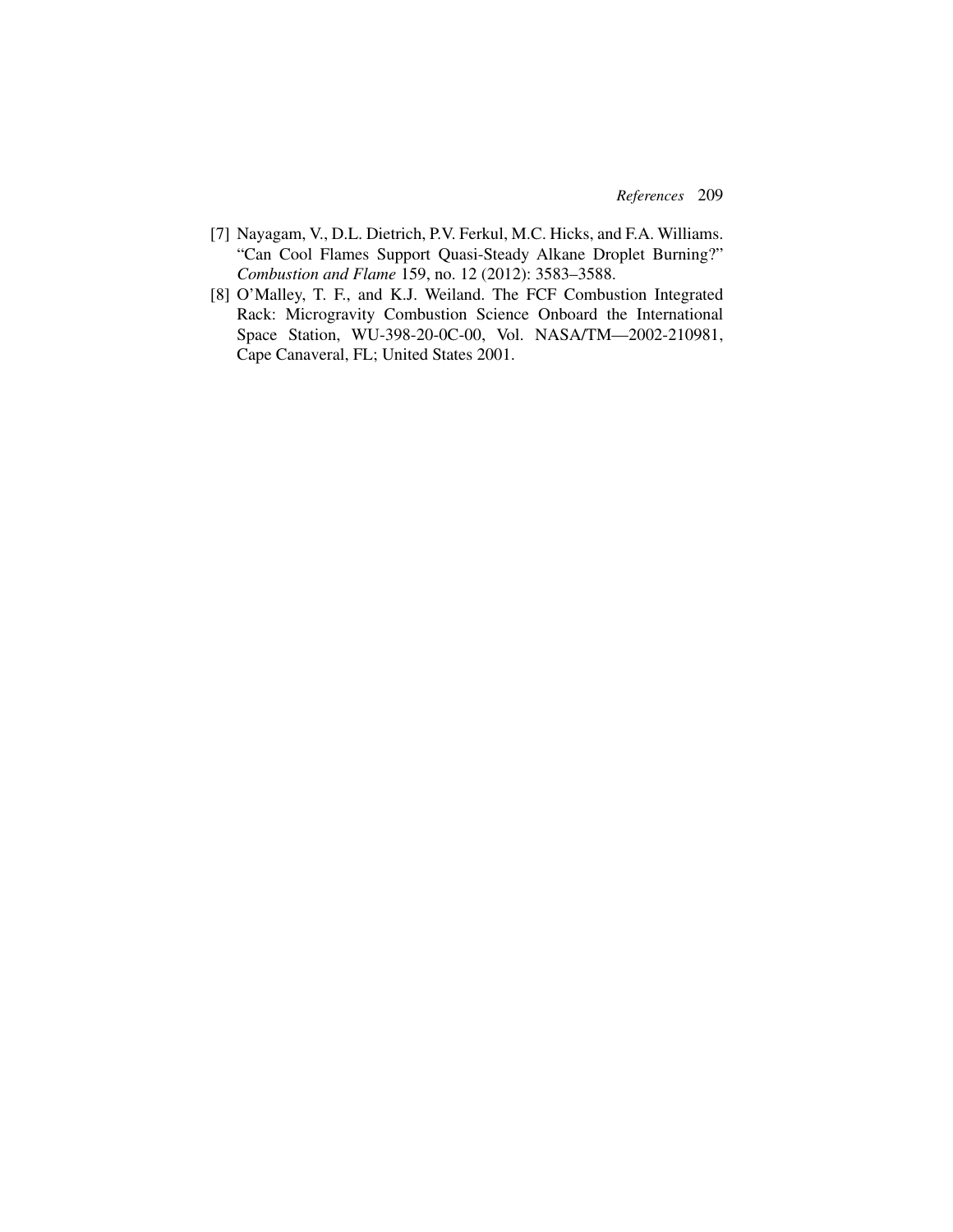[7] Nayagam, V., D.L. Dietrich, P.V. Ferkul, M.C. Hicks, and F.A. Williams. "Can Cool Flames Support Quasi-Steady Alkane Droplet Burning?" *Combustion and Flame* 159, no. 12 (2012): 3583–3588.

[8] O'Malley, T. F., and K.J. Weiland. The FCF Combustion Integrated Rack: Microgravity Combustion Science Onboard the International Space Station, WU-398-20-0C-00, Vol. NASA/TM—2002-210981, Cape Canaveral, FL; United States 2001.